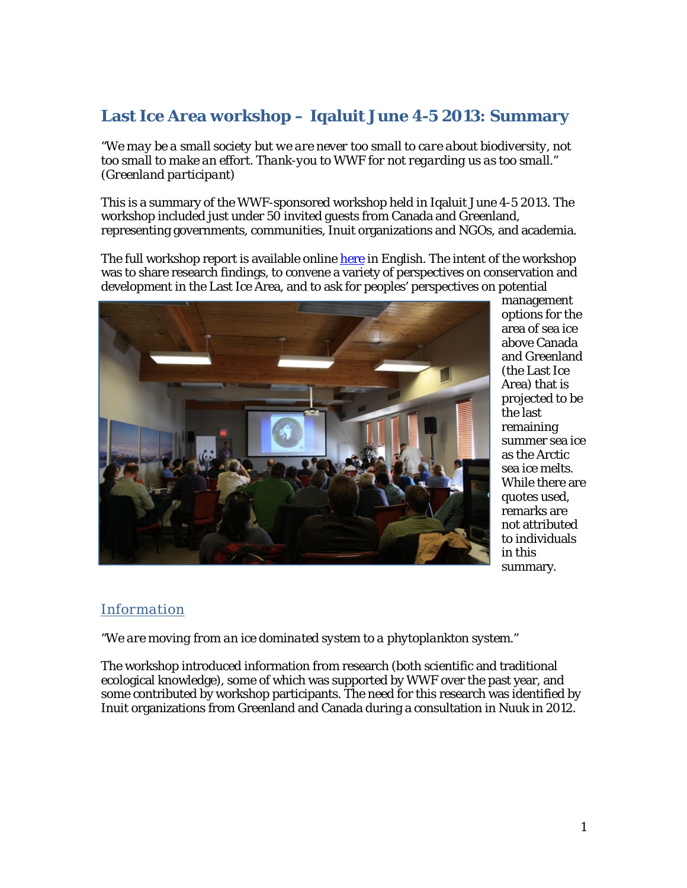# Last Ice Area workshop – Iqaluit June 4-5 2013: Summary

*"We may be a small society but we are never too small to care about biodiversity, not too small to make an effort. Thank-you to WWF for not regarding us as too small." (Greenland participant)*

This is a summary of the WWF-sponsored workshop held in Iqaluit June 4-5 2013. The workshop included just under 50 invited guests from Canada and Greenland, representing governments, communities, Inuit organizations and NGOs, and academia.

The full workshop report is available online [here](#) in English. The intent of the workshop was to share research findings, to convene a variety of perspectives on conservation and development in the Last Ice Area, and to ask for peoples' perspectives on potential management options for the area of sea ice above Canada and Greenland (the Last Ice Area) that is projected to be the last remaining summer sea ice as the Arctic sea ice melts. While there are quotes used, remarks are not attributed to individuals in this summary.

## Information

*"We are moving from an ice dominated system to a phytoplankton system."*

The workshop introduced information from research (both scientific and traditional ecological knowledge), some of which was supported by WWF over the past year, and some contributed by workshop participants. The need for this research was identified by Inuit organizations from Greenland and Canada during a consultation in Nuuk in 2012.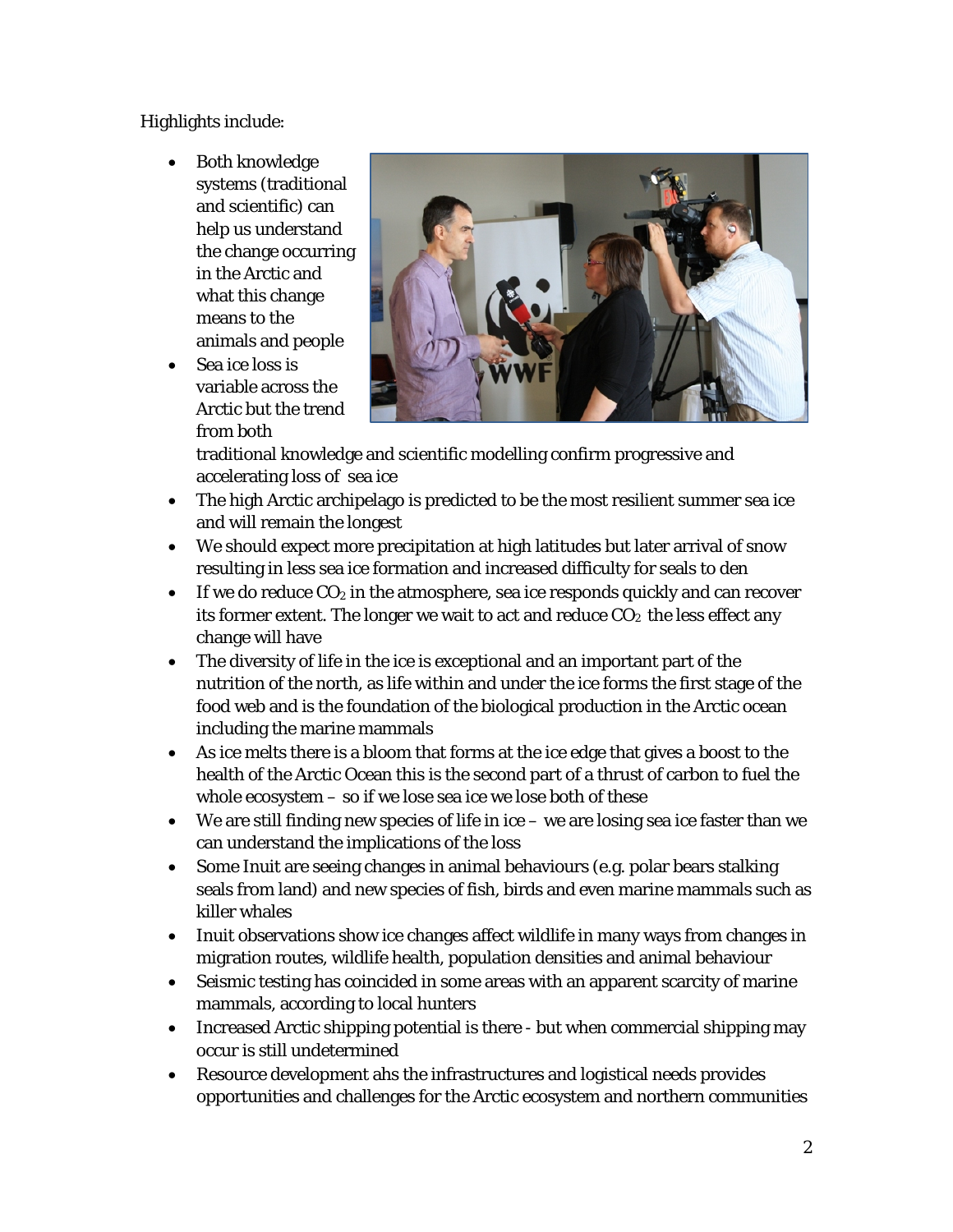Highlights include:

- Both knowledge systems (traditional and scientific) can help us understand the change occurring in the Arctic and what this change means to the animals and people
- Sea ice loss is variable across the Arctic but the trend from both traditional knowledge and scientific modelling confirm progressive and accelerating loss of sea ice
- The high Arctic archipelago is predicted to be the most resilient summer sea ice and will remain the longest
- We should expect more precipitation at high latitudes but later arrival of snow resulting in less sea ice formation and increased difficulty for seals to den
- If we do reduce $CO_2$ in the atmosphere, sea ice responds quickly and can recover its former extent. The longer we wait to act and reduce $CO_2$ the less effect any change will have
- The diversity of life in the ice is exceptional and an important part of the nutrition of the north, as life within and under the ice forms the first stage of the food web and is the foundation of the biological production in the Arctic ocean including the marine mammals
- As ice melts there is a bloom that forms at the ice edge that gives a boost to the health of the Arctic Ocean this is the second part of a thrust of carbon to fuel the whole ecosystem – so if we lose sea ice we lose both of these
- We are still finding new species of life in ice – we are losing sea ice faster than we can understand the implications of the loss
- Some Inuit are seeing changes in animal behaviours (e.g. polar bears stalking seals from land) and new species of fish, birds and even marine mammals such as killer whales
- Inuit observations show ice changes affect wildlife in many ways from changes in migration routes, wildlife health, population densities and animal behaviour
- Seismic testing has coincided in some areas with an apparent scarcity of marine mammals, according to local hunters
- Increased Arctic shipping potential is there - but when commercial shipping may occur is still undetermined
- Resource development ahs the infrastructures and logistical needs provides opportunities and challenges for the Arctic ecosystem and northern communities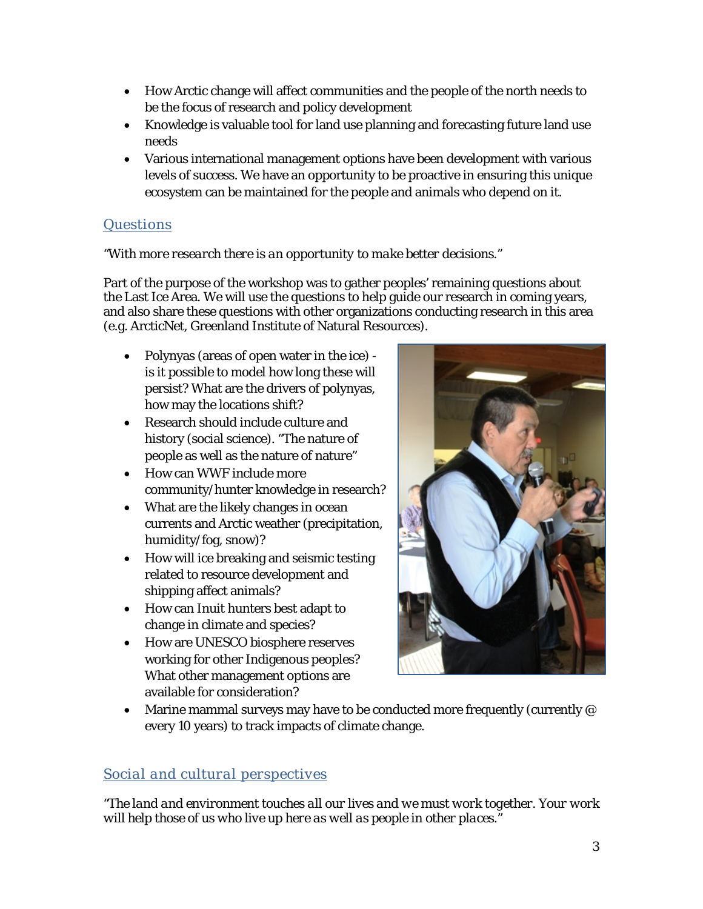- How Arctic change will affect communities and the people of the north needs to be the focus of research and policy development
- Knowledge is valuable tool for land use planning and forecasting future land use needs
- Various international management options have been development with various levels of success. We have an opportunity to be proactive in ensuring this unique ecosystem can be maintained for the people and animals who depend on it.

## Questions

*"With more research there is an opportunity to make better decisions."*

Part of the purpose of the workshop was to gather peoples' remaining questions about the Last Ice Area. We will use the questions to help guide our research in coming years, and also share these questions with other organizations conducting research in this area (e.g. ArcticNet, Greenland Institute of Natural Resources).

- Polynyas (areas of open water in the ice) - is it possible to model how long these will persist? What are the drivers of polynyas, how may the locations shift?
- Research should include culture and history (social science). "The nature of people as well as the nature of nature"
- How can WWF include more community/hunter knowledge in research?
- What are the likely changes in ocean currents and Arctic weather (precipitation, humidity/fog, snow)?
- How will ice breaking and seismic testing related to resource development and shipping affect animals?
- How can Inuit hunters best adapt to change in climate and species?
- How are UNESCO biosphere reserves working for other Indigenous peoples? What other management options are available for consideration?
- Marine mammal surveys may have to be conducted more frequently (currently @ every 10 years) to track impacts of climate change.

## Social and cultural perspectives

*"The land and environment touches all our lives and we must work together. Your work will help those of us who live up here as well as people in other places."*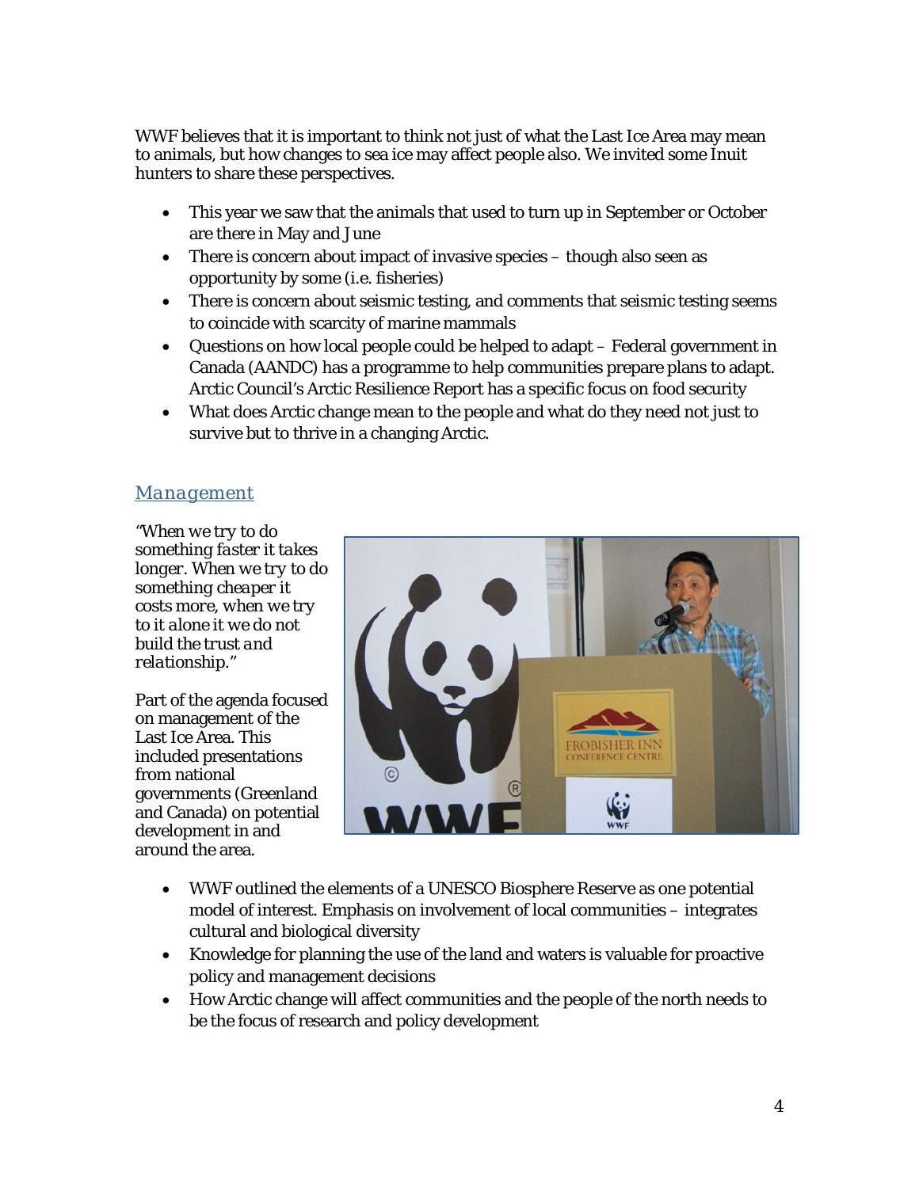WWF believes that it is important to think not just of what the Last Ice Area may mean to animals, but how changes to sea ice may affect people also. We invited some Inuit hunters to share these perspectives.

- This year we saw that the animals that used to turn up in September or October are there in May and June
- There is concern about impact of invasive species – though also seen as opportunity by some (i.e. fisheries)
- There is concern about seismic testing, and comments that seismic testing seems to coincide with scarcity of marine mammals
- Questions on how local people could be helped to adapt – Federal government in Canada (AANDC) has a programme to help communities prepare plans to adapt. Arctic Council's Arctic Resilience Report has a specific focus on food security
- What does Arctic change mean to the people and what do they need not just to survive but to thrive in a changing Arctic.

## *Management*

*"When we try to do something faster it takes longer. When we try to do something cheaper it costs more, when we try to it alone it we do not build the trust and relationship."*

Part of the agenda focused on management of the Last Ice Area. This included presentations from national governments (Greenland and Canada) on potential development in and around the area.

- WWF outlined the elements of a UNESCO Biosphere Reserve as one potential model of interest. Emphasis on involvement of local communities – integrates cultural and biological diversity
- Knowledge for planning the use of the land and waters is valuable for proactive policy and management decisions
- How Arctic change will affect communities and the people of the north needs to be the focus of research and policy development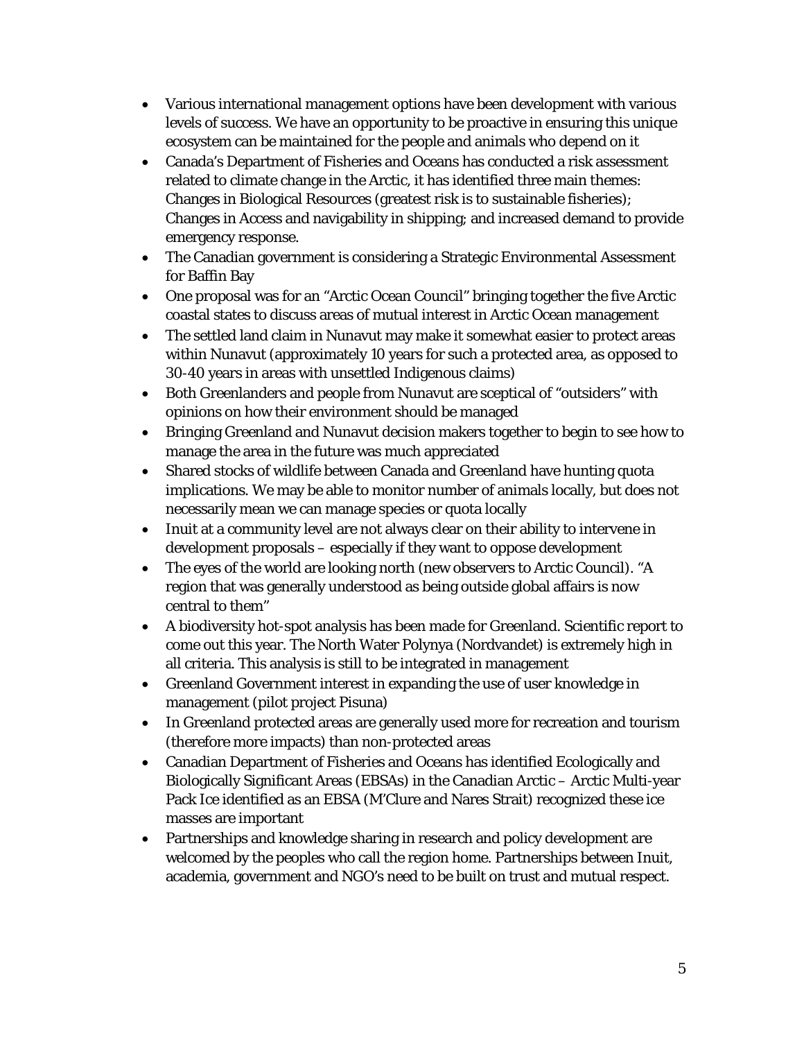- Various international management options have been development with various levels of success. We have an opportunity to be proactive in ensuring this unique ecosystem can be maintained for the people and animals who depend on it
- Canada's Department of Fisheries and Oceans has conducted a risk assessment related to climate change in the Arctic, it has identified three main themes: Changes in Biological Resources (greatest risk is to sustainable fisheries); Changes in Access and navigability in shipping; and increased demand to provide emergency response.
- The Canadian government is considering a Strategic Environmental Assessment for Baffin Bay
- One proposal was for an "Arctic Ocean Council" bringing together the five Arctic coastal states to discuss areas of mutual interest in Arctic Ocean management
- The settled land claim in Nunavut may make it somewhat easier to protect areas within Nunavut (approximately 10 years for such a protected area, as opposed to 30-40 years in areas with unsettled Indigenous claims)
- Both Greenlanders and people from Nunavut are sceptical of "outsiders" with opinions on how their environment should be managed
- Bringing Greenland and Nunavut decision makers together to begin to see how to manage the area in the future was much appreciated
- Shared stocks of wildlife between Canada and Greenland have hunting quota implications. We may be able to monitor number of animals locally, but does not necessarily mean we can manage species or quota locally
- Inuit at a community level are not always clear on their ability to intervene in development proposals – especially if they want to oppose development
- The eyes of the world are looking north (new observers to Arctic Council). "A region that was generally understood as being outside global affairs is now central to them"
- A biodiversity hot-spot analysis has been made for Greenland. Scientific report to come out this year. The North Water Polynya (Nordvandet) is extremely high in all criteria. This analysis is still to be integrated in management
- Greenland Government interest in expanding the use of user knowledge in management (pilot project Pisuna)
- In Greenland protected areas are generally used more for recreation and tourism (therefore more impacts) than non-protected areas
- Canadian Department of Fisheries and Oceans has identified Ecologically and Biologically Significant Areas (EBSAs) in the Canadian Arctic – Arctic Multi-year Pack Ice identified as an EBSA (M'Clure and Nares Strait) recognized these ice masses are important
- Partnerships and knowledge sharing in research and policy development are welcomed by the peoples who call the region home. Partnerships between Inuit, academia, government and NGO's need to be built on trust and mutual respect.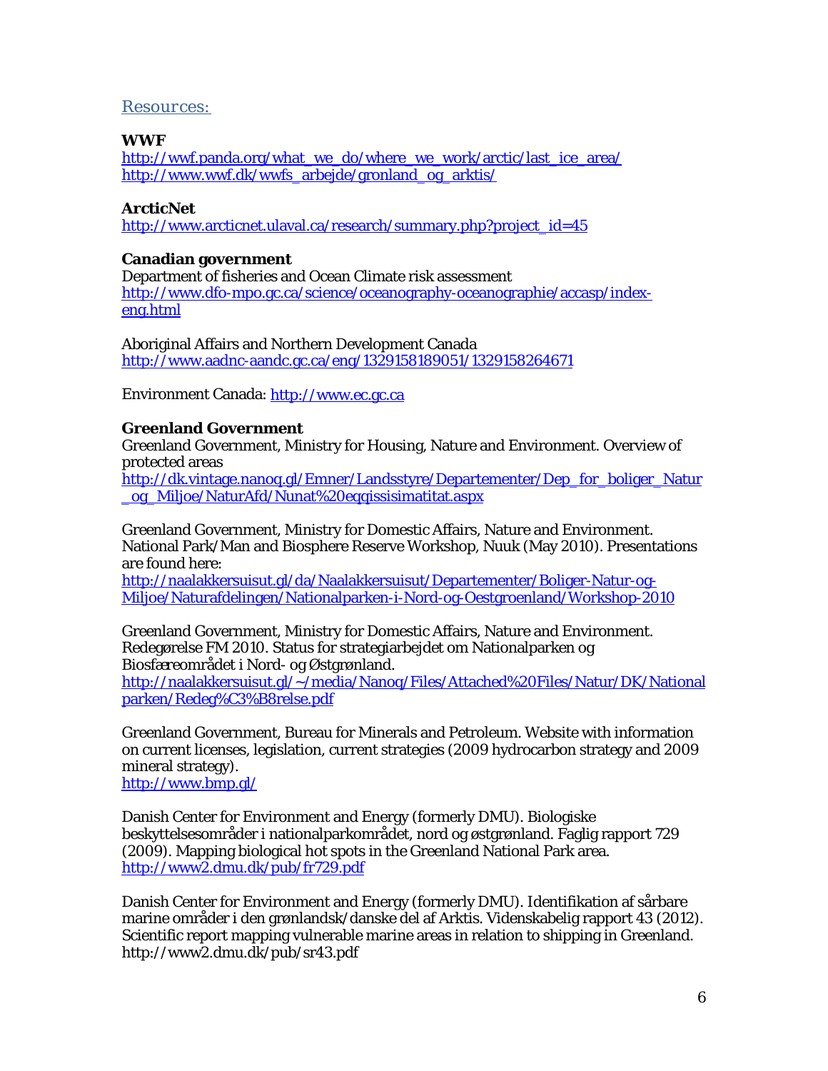## Resources:

**WWF**
http://wwf.panda.org/what_we_do/where_we_work/arctic/last_ice_area/
http://www.wwf.dk/wwfs_arbejde/gronland_og_arktis/

**ArcticNet**
http://www.arcticnet.ulaval.ca/research/summary.php?project_id=45

**Canadian government**
Department of fisheries and Ocean Climate risk assessment
http://www.dfo-mpo.gc.ca/science/oceanography-oceanographie/accasp/index-eng.html

Aboriginal Affairs and Northern Development Canada
http://www.aadnc-aandc.gc.ca/eng/1329158189051/1329158264671

Environment Canada: http://www.ec.gc.ca

**Greenland Government**
Greenland Government, Ministry for Housing, Nature and Environment. Overview of protected areas
http://dk.vintage.nanoq.gl/Emner/Landsstyre/Departementer/Dep_for_boliger_Natur_og_Miljoe/NaturAfd/Nunat%20eqqissisimatitat.aspx

Greenland Government, Ministry for Domestic Affairs, Nature and Environment. National Park/Man and Biosphere Reserve Workshop, Nuuk (May 2010). Presentations are found here:
http://naalakkersuisut.gl/da/Naalakkersuisut/Departementer/Boliger-Natur-og-Miljoe/Naturafdelingen/Nationalparken-i-Nord-og-Oestgroenland/Workshop-2010

Greenland Government, Ministry for Domestic Affairs, Nature and Environment. Redegørelse FM 2010. Status for strategiarbejdet om Nationalparken og Biosfæreområdet i Nord- og Østgrønland.
http://naalakkersuisut.gl/~/media/Nanoq/Files/Attached%20Files/Natur/DK/Nationalparken/Redeg%C3%B8relse.pdf

Greenland Government, Bureau for Minerals and Petroleum. Website with information on current licenses, legislation, current strategies (2009 hydrocarbon strategy and 2009 mineral strategy).
http://www.bmp.gl/

Danish Center for Environment and Energy (formerly DMU). Biologiske beskyttelsesområder i nationalparkområdet, nord og østgrønland. Faglig rapport 729 (2009). Mapping biological hot spots in the Greenland National Park area.
http://www2.dmu.dk/pub/fr729.pdf

Danish Center for Environment and Energy (formerly DMU). Identifikation af sårbare marine områder i den grønlandsk/danske del af Arktis. Videnskabelig rapport 43 (2012). Scientific report mapping vulnerable marine areas in relation to shipping in Greenland.
http://www2.dmu.dk/pub/sr43.pdf